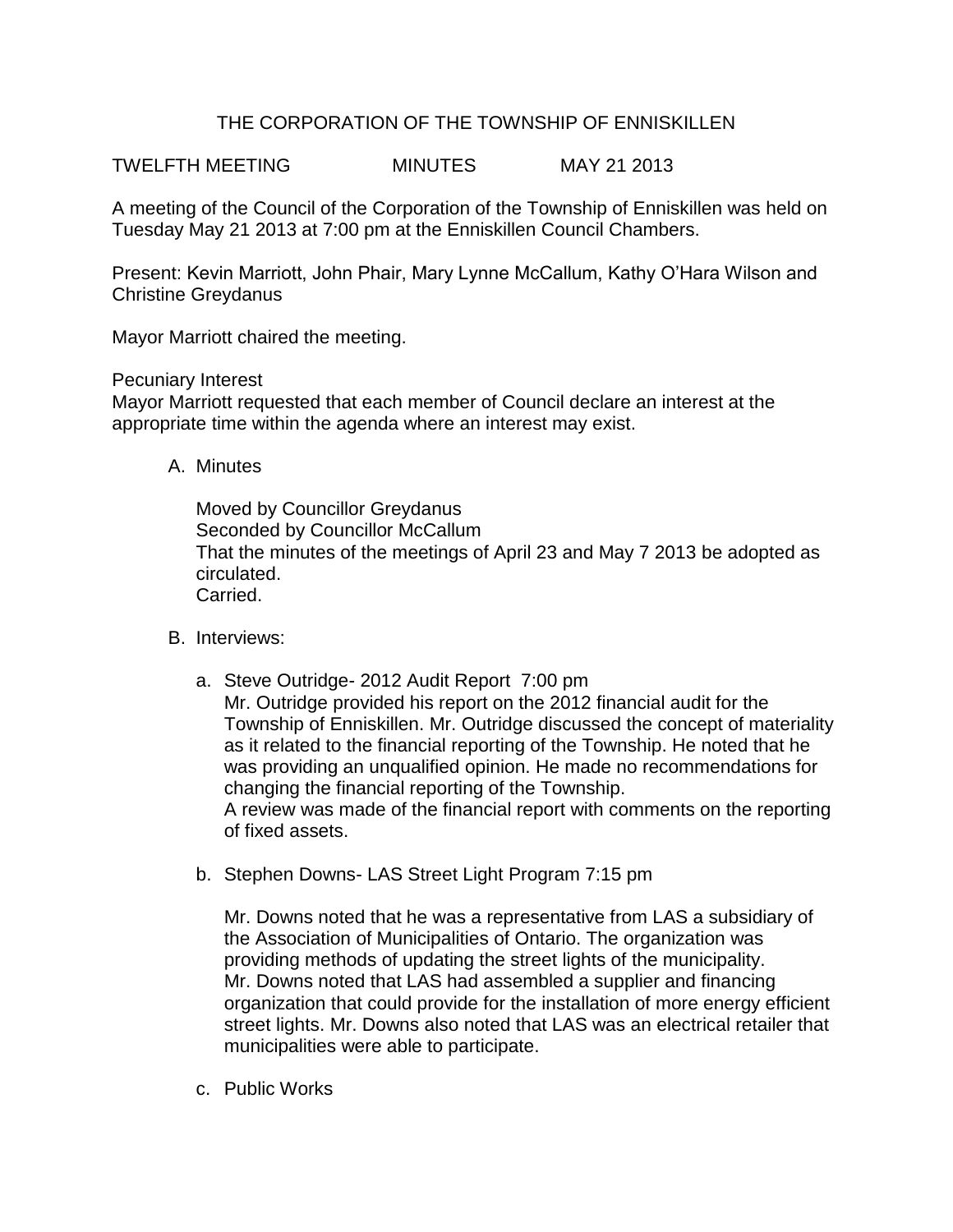# THE CORPORATION OF THE TOWNSHIP OF ENNISKILLEN

TWELFTH MEETING MINUTES MAY 21 2013

A meeting of the Council of the Corporation of the Township of Enniskillen was held on Tuesday May 21 2013 at 7:00 pm at the Enniskillen Council Chambers.

Present: Kevin Marriott, John Phair, Mary Lynne McCallum, Kathy O'Hara Wilson and Christine Greydanus

Mayor Marriott chaired the meeting.

Pecuniary Interest
Mayor Marriott requested that each member of Council declare an interest at the appropriate time within the agenda where an interest may exist.

A. Minutes

   Moved by Councillor Greydanus
   Seconded by Councillor McCallum
   That the minutes of the meetings of April 23 and May 7 2013 be adopted as circulated.
   Carried.

B. Interviews:

   a. Steve Outridge- 2012 Audit Report 7:00 pm
      Mr. Outridge provided his report on the 2012 financial audit for the Township of Enniskillen. Mr. Outridge discussed the concept of materiality as it related to the financial reporting of the Township. He noted that he was providing an unqualified opinion. He made no recommendations for changing the financial reporting of the Township.
      A review was made of the financial report with comments on the reporting of fixed assets.

   b. Stephen Downs- LAS Street Light Program 7:15 pm

      Mr. Downs noted that he was a representative from LAS a subsidiary of the Association of Municipalities of Ontario. The organization was providing methods of updating the street lights of the municipality.
      Mr. Downs noted that LAS had assembled a supplier and financing organization that could provide for the installation of more energy efficient street lights. Mr. Downs also noted that LAS was an electrical retailer that municipalities were able to participate.

   c. Public Works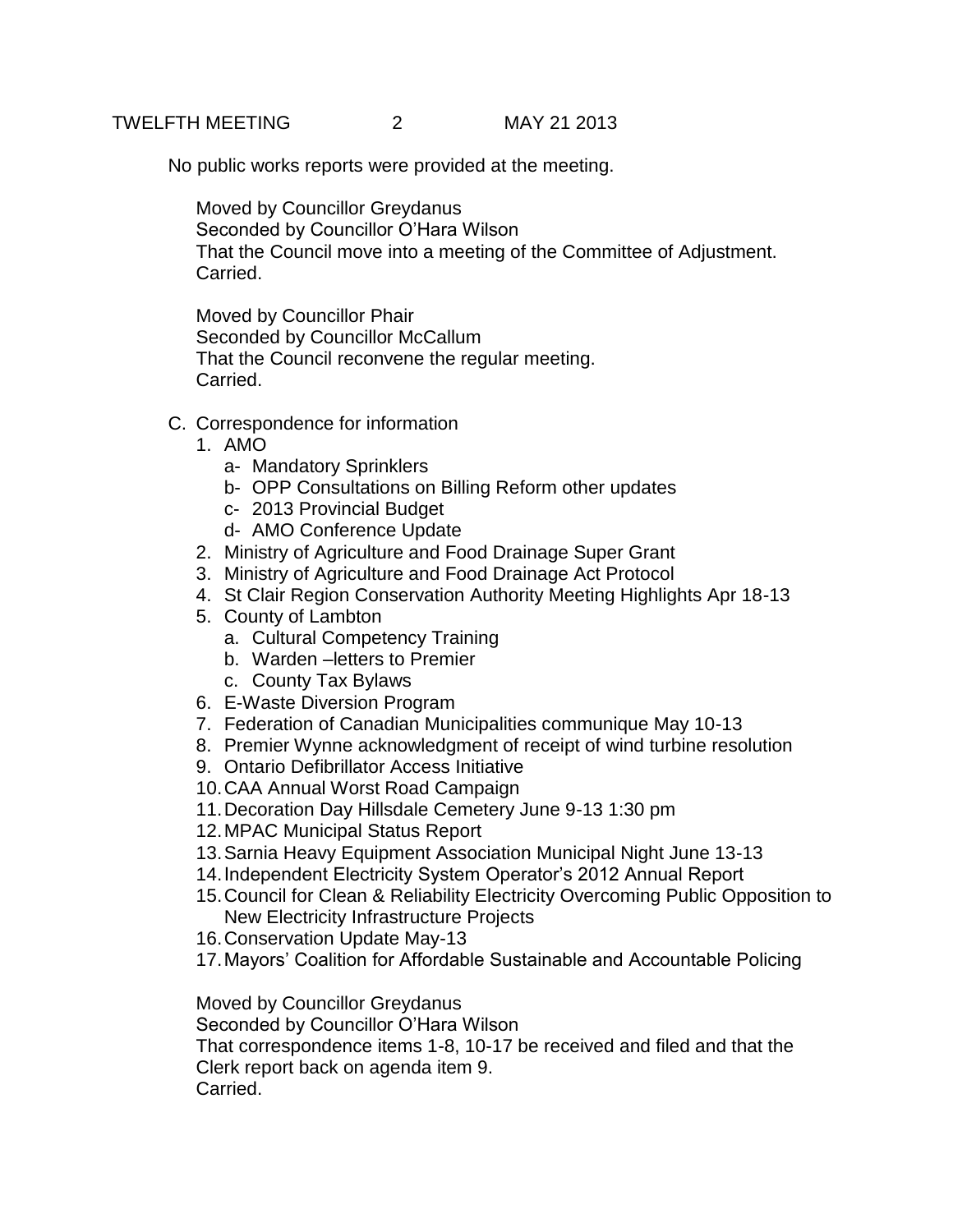No public works reports were provided at the meeting.

Moved by Councillor Greydanus
Seconded by Councillor O'Hara Wilson
That the Council move into a meeting of the Committee of Adjustment.
Carried.

Moved by Councillor Phair
Seconded by Councillor McCallum
That the Council reconvene the regular meeting.
Carried.

C. Correspondence for information
   1. AMO
      a- Mandatory Sprinklers
      b- OPP Consultations on Billing Reform other updates
      c- 2013 Provincial Budget
      d- AMO Conference Update
   2. Ministry of Agriculture and Food Drainage Super Grant
   3. Ministry of Agriculture and Food Drainage Act Protocol
   4. St Clair Region Conservation Authority Meeting Highlights Apr 18-13
   5. County of Lambton
      a. Cultural Competency Training
      b. Warden –letters to Premier
      c. County Tax Bylaws
   6. E-Waste Diversion Program
   7. Federation of Canadian Municipalities communique May 10-13
   8. Premier Wynne acknowledgment of receipt of wind turbine resolution
   9. Ontario Defibrillator Access Initiative
   10. CAA Annual Worst Road Campaign
   11. Decoration Day Hillsdale Cemetery June 9-13 1:30 pm
   12. MPAC Municipal Status Report
   13. Sarnia Heavy Equipment Association Municipal Night June 13-13
   14. Independent Electricity System Operator's 2012 Annual Report
   15. Council for Clean & Reliability Electricity Overcoming Public Opposition to New Electricity Infrastructure Projects
   16. Conservation Update May-13
   17. Mayors' Coalition for Affordable Sustainable and Accountable Policing

Moved by Councillor Greydanus
Seconded by Councillor O'Hara Wilson
That correspondence items 1-8, 10-17 be received and filed and that the Clerk report back on agenda item 9.
Carried.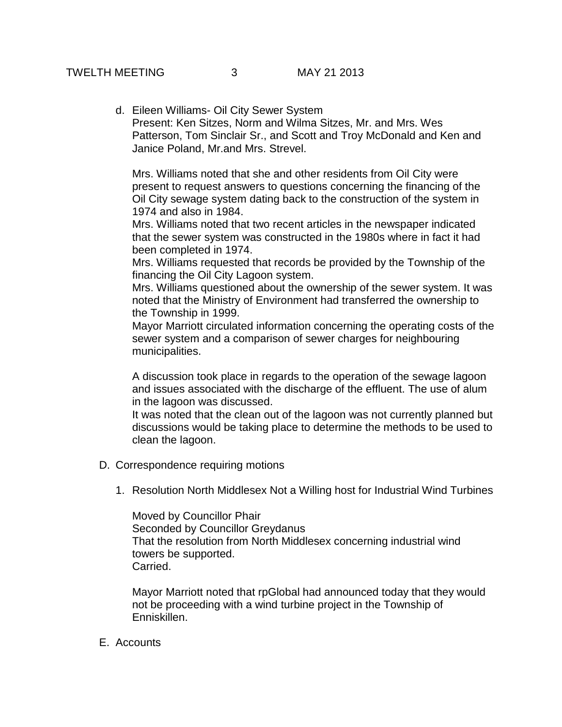d. Eileen Williams- Oil City Sewer System
   Present: Ken Sitzes, Norm and Wilma Sitzes, Mr. and Mrs. Wes Patterson, Tom Sinclair Sr., and Scott and Troy McDonald and Ken and Janice Poland, Mr.and Mrs. Strevel.

   Mrs. Williams noted that she and other residents from Oil City were present to request answers to questions concerning the financing of the Oil City sewage system dating back to the construction of the system in 1974 and also in 1984.
   Mrs. Williams noted that two recent articles in the newspaper indicated that the sewer system was constructed in the 1980s where in fact it had been completed in 1974.
   Mrs. Williams requested that records be provided by the Township of the financing the Oil City Lagoon system.
   Mrs. Williams questioned about the ownership of the sewer system. It was noted that the Ministry of Environment had transferred the ownership to the Township in 1999.
   Mayor Marriott circulated information concerning the operating costs of the sewer system and a comparison of sewer charges for neighbouring municipalities.

   A discussion took place in regards to the operation of the sewage lagoon and issues associated with the discharge of the effluent. The use of alum in the lagoon was discussed.
   It was noted that the clean out of the lagoon was not currently planned but discussions would be taking place to determine the methods to be used to clean the lagoon.

D. Correspondence requiring motions

   1. Resolution North Middlesex Not a Willing host for Industrial Wind Turbines

      Moved by Councillor Phair
      Seconded by Councillor Greydanus
      That the resolution from North Middlesex concerning industrial wind towers be supported.
      Carried.

      Mayor Marriott noted that rpGlobal had announced today that they would not be proceeding with a wind turbine project in the Township of Enniskillen.

E. Accounts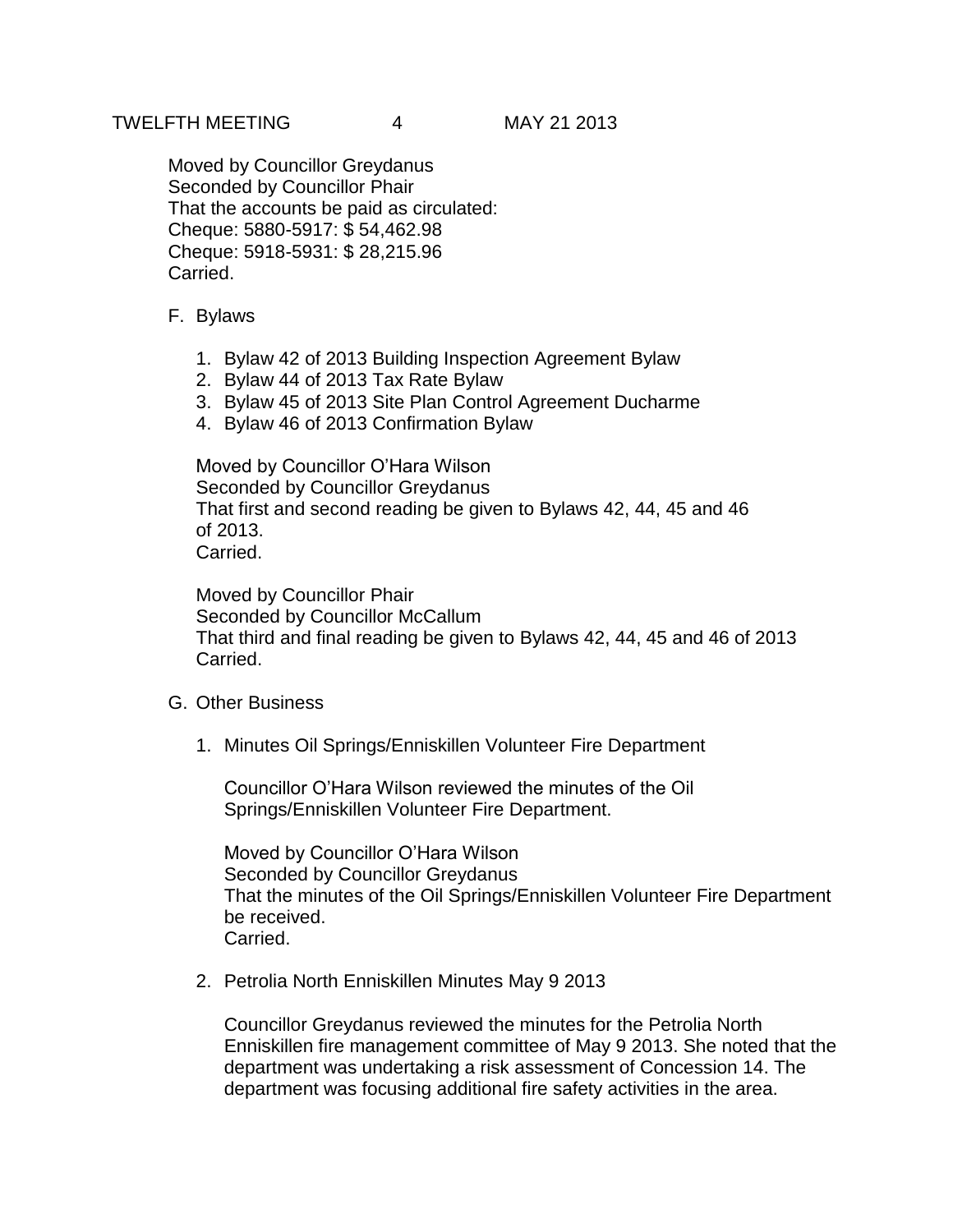Moved by Councillor Greydanus
Seconded by Councillor Phair
That the accounts be paid as circulated:
Cheque: 5880-5917: $ 54,462.98
Cheque: 5918-5931: $ 28,215.96
Carried.

F. Bylaws

1. Bylaw 42 of 2013 Building Inspection Agreement Bylaw
2. Bylaw 44 of 2013 Tax Rate Bylaw
3. Bylaw 45 of 2013 Site Plan Control Agreement Ducharme
4. Bylaw 46 of 2013 Confirmation Bylaw

Moved by Councillor O'Hara Wilson
Seconded by Councillor Greydanus
That first and second reading be given to Bylaws 42, 44, 45 and 46 of 2013.
Carried.

Moved by Councillor Phair
Seconded by Councillor McCallum
That third and final reading be given to Bylaws 42, 44, 45 and 46 of 2013
Carried.

G. Other Business

1. Minutes Oil Springs/Enniskillen Volunteer Fire Department

   Councillor O'Hara Wilson reviewed the minutes of the Oil Springs/Enniskillen Volunteer Fire Department.

   Moved by Councillor O'Hara Wilson
   Seconded by Councillor Greydanus
   That the minutes of the Oil Springs/Enniskillen Volunteer Fire Department be received.
   Carried.

2. Petrolia North Enniskillen Minutes May 9 2013

   Councillor Greydanus reviewed the minutes for the Petrolia North Enniskillen fire management committee of May 9 2013. She noted that the department was undertaking a risk assessment of Concession 14. The department was focusing additional fire safety activities in the area.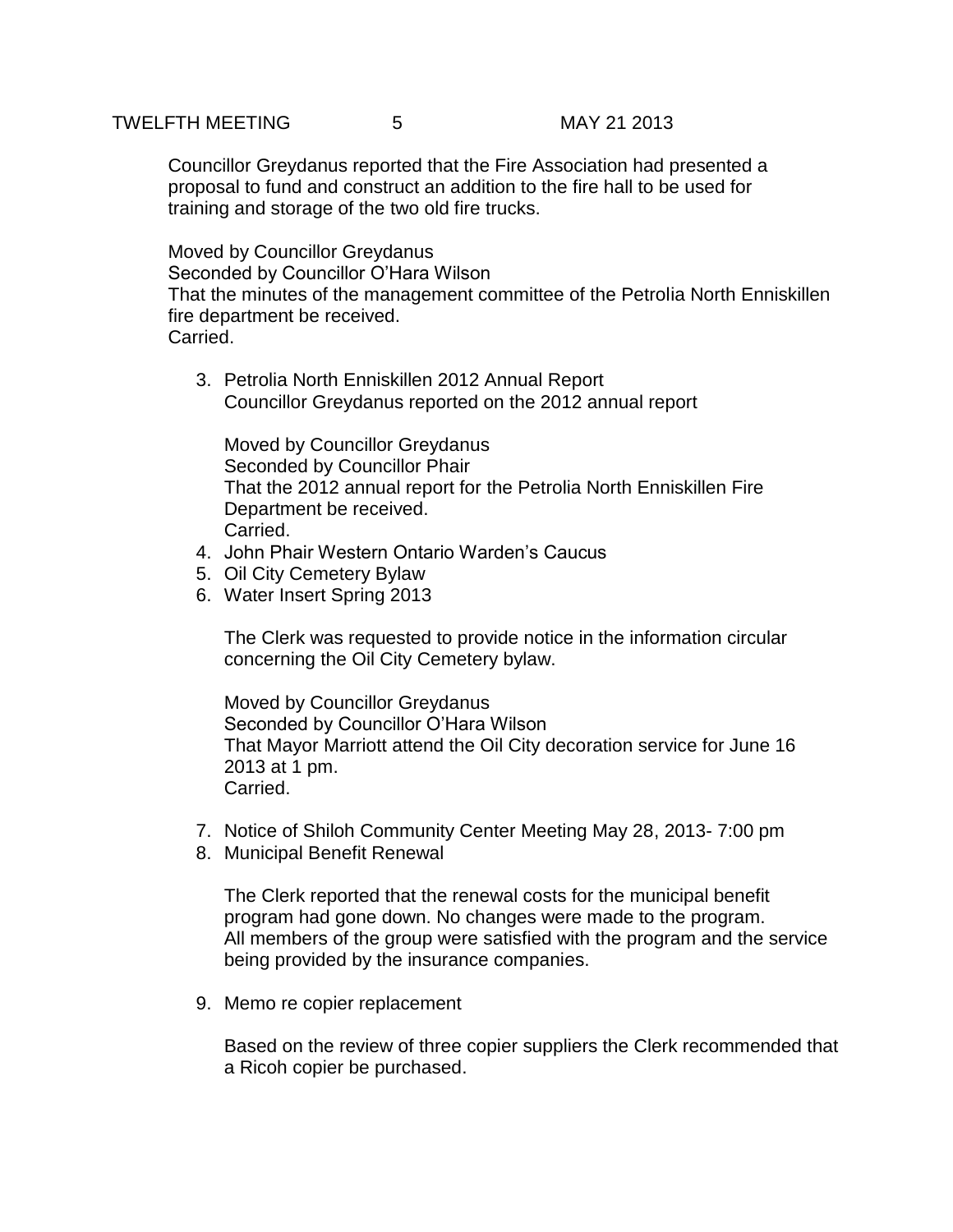Councillor Greydanus reported that the Fire Association had presented a proposal to fund and construct an addition to the fire hall to be used for training and storage of the two old fire trucks.

Moved by Councillor Greydanus
Seconded by Councillor O'Hara Wilson
That the minutes of the management committee of the Petrolia North Enniskillen fire department be received.
Carried.

3. Petrolia North Enniskillen 2012 Annual Report
   Councillor Greydanus reported on the 2012 annual report

   Moved by Councillor Greydanus
   Seconded by Councillor Phair
   That the 2012 annual report for the Petrolia North Enniskillen Fire Department be received.
   Carried.
4. John Phair Western Ontario Warden's Caucus
5. Oil City Cemetery Bylaw
6. Water Insert Spring 2013

   The Clerk was requested to provide notice in the information circular concerning the Oil City Cemetery bylaw.

   Moved by Councillor Greydanus
   Seconded by Councillor O'Hara Wilson
   That Mayor Marriott attend the Oil City decoration service for June 16 2013 at 1 pm.
   Carried.

7. Notice of Shiloh Community Center Meeting May 28, 2013- 7:00 pm
8. Municipal Benefit Renewal

   The Clerk reported that the renewal costs for the municipal benefit program had gone down. No changes were made to the program. All members of the group were satisfied with the program and the service being provided by the insurance companies.

9. Memo re copier replacement

   Based on the review of three copier suppliers the Clerk recommended that a Ricoh copier be purchased.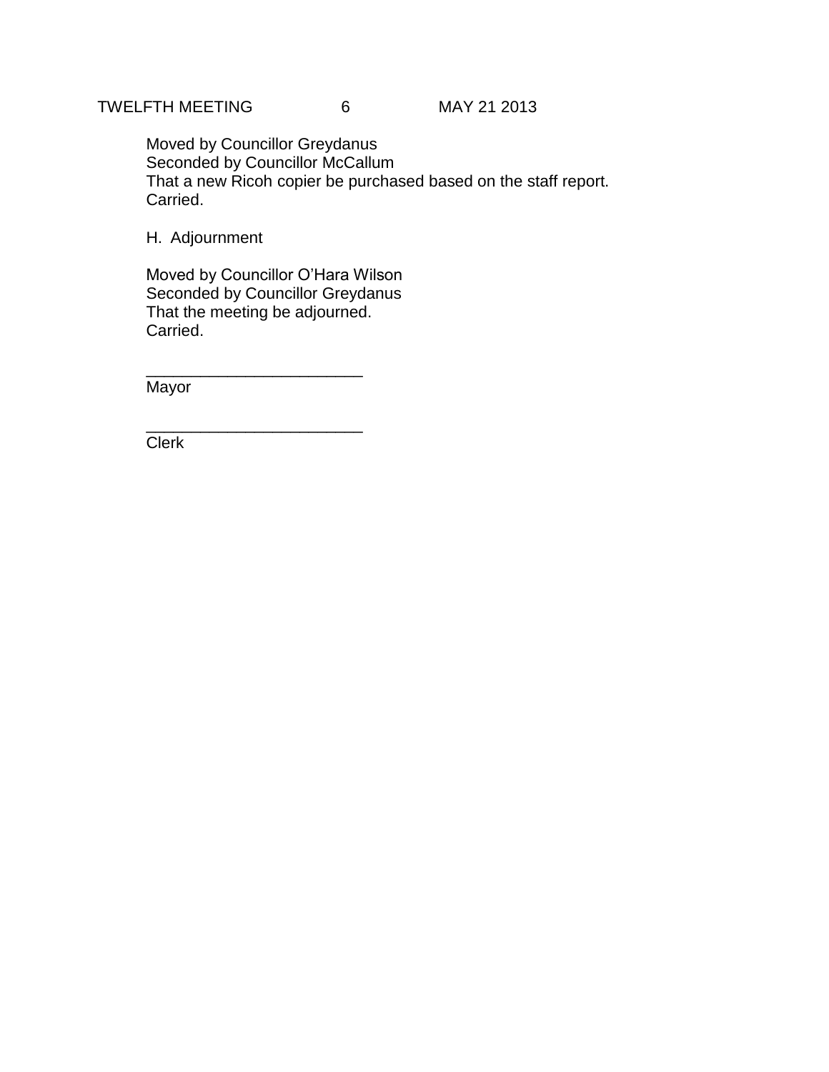Moved by Councillor Greydanus
Seconded by Councillor McCallum
That a new Ricoh copier be purchased based on the staff report.
Carried.

H. Adjournment

Moved by Councillor O'Hara Wilson
Seconded by Councillor Greydanus
That the meeting be adjourned.
Carried.

________________________
Mayor

________________________
Clerk